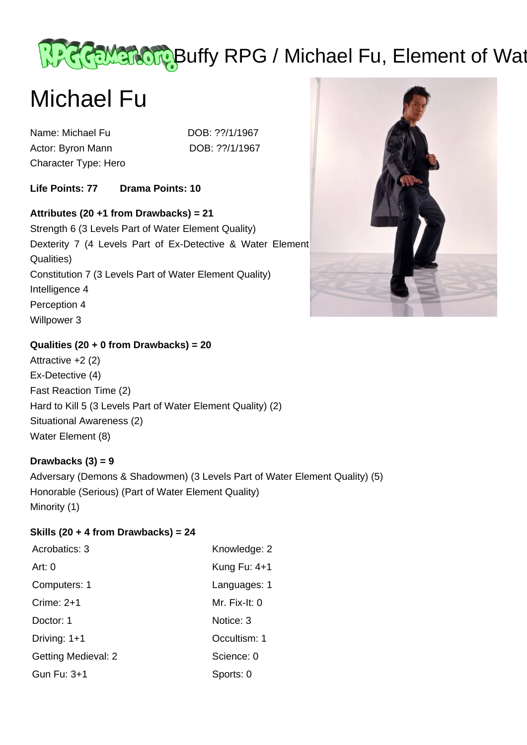# Michael Fu

Name: Michael Fu DOB: ??/1/1967
Actor: Byron Mann DOB: ??/1/1967
Character Type: Hero

**Life Points: 77** **Drama Points: 10**

**Attributes (20 +1 from Drawbacks) = 21**
Strength 6 (3 Levels Part of Water Element Quality)
Dexterity 7 (4 Levels Part of Ex-Detective & Water Element Qualities)
Constitution 7 (3 Levels Part of Water Element Quality)
Intelligence 4
Perception 4
Willpower 3

**Qualities (20 + 0 from Drawbacks) = 20**
Attractive +2 (2)
Ex-Detective (4)
Fast Reaction Time (2)
Hard to Kill 5 (3 Levels Part of Water Element Quality) (2)
Situational Awareness (2)
Water Element (8)

**Drawbacks (3) = 9**
Adversary (Demons & Shadowmen) (3 Levels Part of Water Element Quality) (5)
Honorable (Serious) (Part of Water Element Quality)
Minority (1)

**Skills (20 + 4 from Drawbacks) = 24**

| | |
|---|---|
| Acrobatics: 3 | Knowledge: 2 |
| Art: 0 | Kung Fu: 4+1 |
| Computers: 1 | Languages: 1 |
| Crime: 2+1 | Mr. Fix-It: 0 |
| Doctor: 1 | Notice: 3 |
| Driving: 1+1 | Occultism: 1 |
| Getting Medieval: 2 | Science: 0 |
| Gun Fu: 3+1 | Sports: 0 |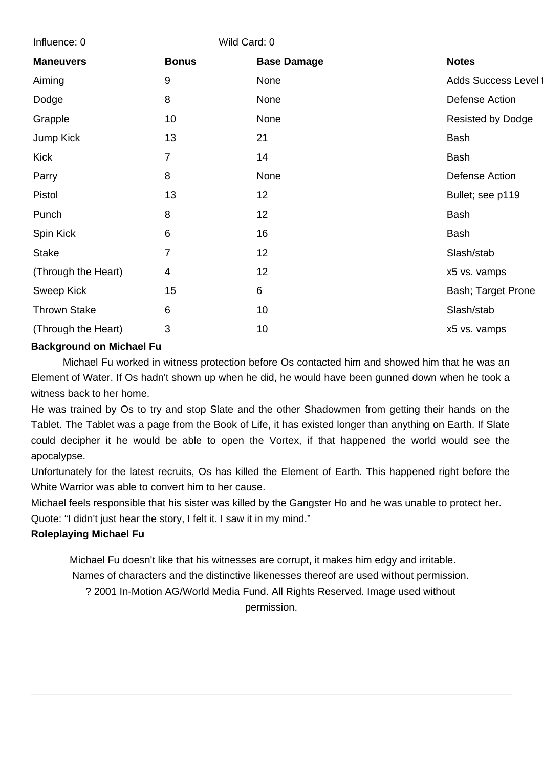Influence: 0 Wild Card: 0

| Maneuvers | Bonus | Base Damage | Notes |
|---|---|---|---|
| Aiming | 9 | None | Adds Success Level t |
| Dodge | 8 | None | Defense Action |
| Grapple | 10 | None | Resisted by Dodge |
| Jump Kick | 13 | 21 | Bash |
| Kick | 7 | 14 | Bash |
| Parry | 8 | None | Defense Action |
| Pistol | 13 | 12 | Bullet; see p119 |
| Punch | 8 | 12 | Bash |
| Spin Kick | 6 | 16 | Bash |
| Stake | 7 | 12 | Slash/stab |
| (Through the Heart) | 4 | 12 | x5 vs. vamps |
| Sweep Kick | 15 | 6 | Bash; Target Prone |
| Thrown Stake | 6 | 10 | Slash/stab |
| (Through the Heart) | 3 | 10 | x5 vs. vamps |

**Background on Michael Fu**

Michael Fu worked in witness protection before Os contacted him and showed him that he was an Element of Water. If Os hadn't shown up when he did, he would have been gunned down when he took a witness back to her home.

He was trained by Os to try and stop Slate and the other Shadowmen from getting their hands on the Tablet. The Tablet was a page from the Book of Life, it has existed longer than anything on Earth. If Slate could decipher it he would be able to open the Vortex, if that happened the world would see the apocalypse.

Unfortunately for the latest recruits, Os has killed the Element of Earth. This happened right before the White Warrior was able to convert him to her cause.

Michael feels responsible that his sister was killed by the Gangster Ho and he was unable to protect her.

Quote: "I didn't just hear the story, I felt it. I saw it in my mind."

**Roleplaying Michael Fu**

Michael Fu doesn't like that his witnesses are corrupt, it makes him edgy and irritable.

Names of characters and the distinctive likenesses thereof are used without permission.

? 2001 In-Motion AG/World Media Fund. All Rights Reserved. Image used without permission.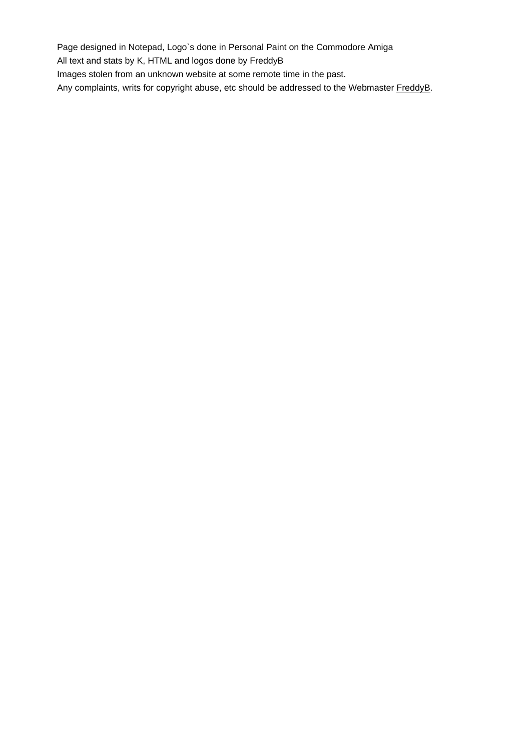Page designed in Notepad, Logo`s done in Personal Paint on the Commodore Amiga

All text and stats by K, HTML and logos done by FreddyB

Images stolen from an unknown website at some remote time in the past.

Any complaints, writs for copyright abuse, etc should be addressed to the Webmaster FreddyB.